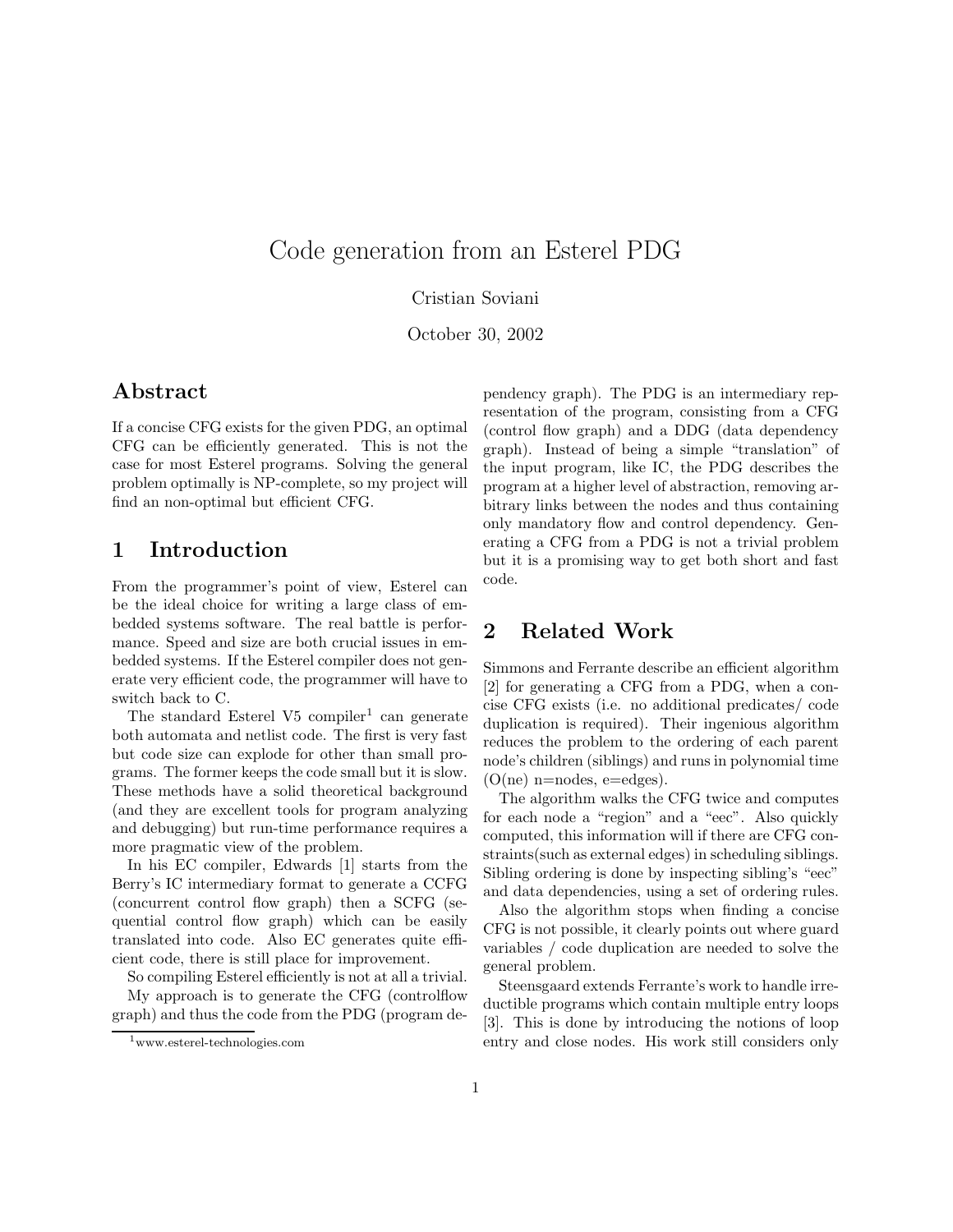# Code generation from an Esterel PDG

Cristian Soviani

October 30, 2002

## Abstract

If a concise CFG exists for the given PDG, an optimal CFG can be efficiently generated. This is not the case for most Esterel programs. Solving the general problem optimally is NP-complete, so my project will find an non-optimal but efficiente CFG.

## 1 Introduction

From the programmer's point of view, Esterel can be the ideal choice for writing a large class of embedded systems software. The real battle is performance. Speed and size are both crucial issues in embedded systems. If the Esterel compiler does not generate very efficient code, the programmer will have to switch back to C.

The standard Esterel V5 compiler[1] can generate both automata and netlist code. The first is very fast but code size can explode for other than small programs. The former keeps the code small but it is slow. These methods have a solid theoretical background (and they are excellent tools for program analyzing and debugging) but run-time performance requires a more pragmatic view of the problem.

In his EC compiler, Edwards [1] starts from the Berry's IC intermediary format to generate a CCFG (concurrent control flow graph) then a SCFG (sequential control flow graph) which can be easily translated into code. Also EC generates quite efficient code, there is still place for improvement.

So compiling Esterel efficiently is not at all a trivial.

My approach is to generate the CFG (controlflow graph) and thus the code from the PDG (program dependency graph). The PDG is an intermediary representation of the program, consisting from a CFG (control flow graph) and a DDG (data dependency graph). Instead of being a simple "translation" of the input program, like IC, the PDG describes the program at a higher level of abstraction, removing arbitrary links between the nodes and thus containing only mandatory flow and control dependency. Generating a CFG from a PDG is not a trivial problem but it is a promising way to get both short and fast code.

[1] www.esterel-technologies.com

## 2 Related Work

Simmons and Ferrante describe an efficient algorithm [2] for generating a CFG from a PDG, when a concise CFG exists (i.e. no additional predicates/ code duplication is required). Their ingenious algorithm reduces the problem to the ordering of each parent node's children (siblings) and runs in polynomial time (O(ne) n=nodes, e=edges).

The algorithm walks the CFG twice and computes for each node a "region" and a "eec". Also quickly computed, this information will if there are CFG constraints(such as external edges) in scheduling siblings. Sibling ordering is done by inspecting sibling's "eec" and data dependencies, using a set of ordering rules.

Also the algorithm stops when finding a concise CFG is not possible, it clearly points out where guard variables / code duplication are needed to solve the general problem.

Steensgaard extends Ferrante's work to handle irreductible programs which contain multiple entry loops [3]. This is done by introducing the notions of loop entry and close nodes. His work still considers only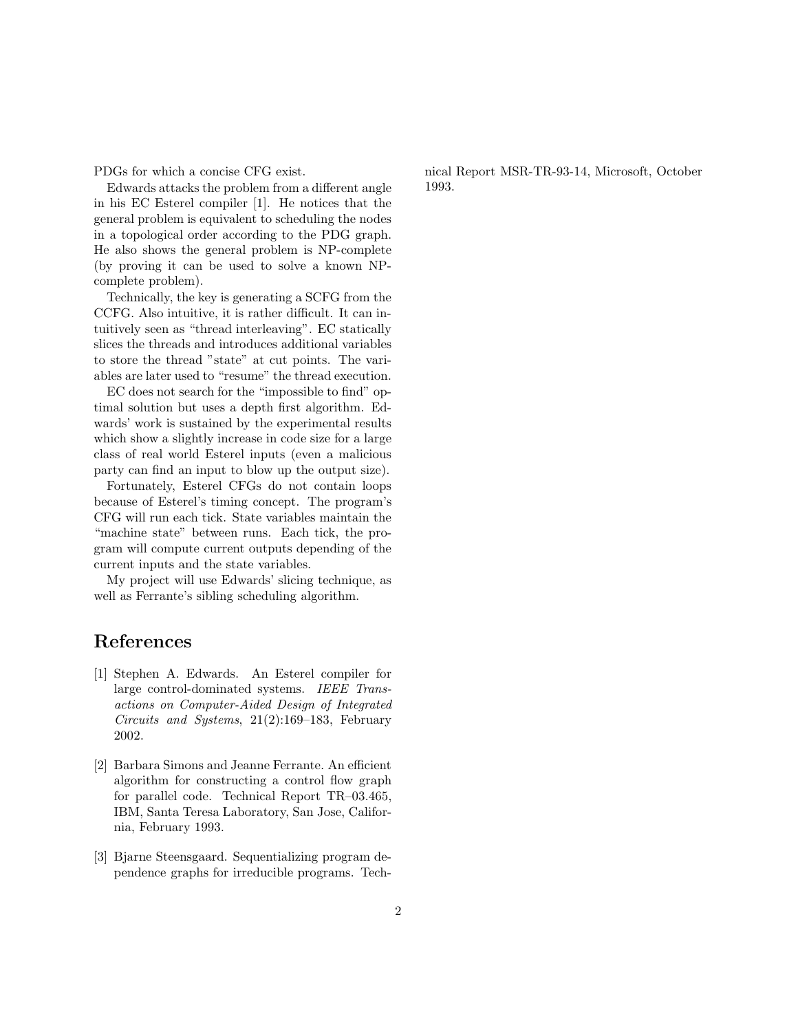PDGs for which a concise CFG exist.

Edwards attacks the problem from a different angle in his EC Esterel compiler [1]. He notices that the general problem is equivalent to scheduling the nodes in a topological order according to the PDG graph. He also shows the general problem is NP-complete (by proving it can be used to solve a known NP-complete problem).

Technically, the key is generating a SCFG from the CCFG. Also intuitive, it is rather difficult. It can intuitively seen as "thread interleaving". EC statically slices the threads and introduces additional variables to store the thread "state" at cut points. The variables are later used to "resume" the thread execution.

EC does not search for the "impossible to find" optimal solution but uses a depth first algorithm. Edwards' work is sustained by the experimental results which show a slightly increase in code size for a large class of real world Esterel inputs (even a malicious party can find an input to blow up the output size).

Fortunately, Esterel CFGs do not contain loops because of Esterel's timing concept. The program's CFG will run each tick. State variables maintain the "machine state" between runs. Each tick, the program will compute current outputs depending of the current inputs and the state variables.

My project will use Edwards' slicing technique, as well as Ferrante's sibling scheduling algorithm.

## References

[1] Stephen A. Edwards. An Esterel compiler for large control-dominated systems. *IEEE Transactions on Computer-Aided Design of Integrated Circuits and Systems*, 21(2):169–183, February 2002.

[2] Barbara Simons and Jeanne Ferrante. An efficient algorithm for constructing a control flow graph for parallel code. Technical Report TR–03.465, IBM, Santa Teresa Laboratory, San Jose, California, February 1993.

[3] Bjarne Steensgaard. Sequentializing program dependence graphs for irreducible programs. Technical Report MSR-TR-93-14, Microsoft, October 1993.